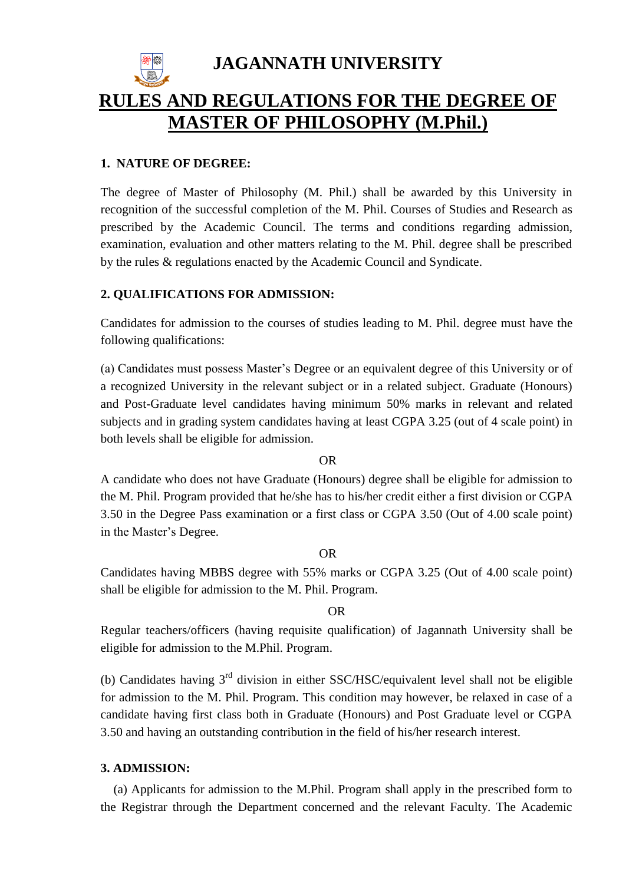# JAGANNATH UNIVERSITY

## RULES AND REGULATIONS FOR THE DEGREE OF MASTER OF PHILOSOPHY (M.Phil.)

### 1. NATURE OF DEGREE:

The degree of Master of Philosophy (M. Phil.) shall be awarded by this University in recognition of the successful completion of the M. Phil. Courses of Studies and Research as prescribed by the Academic Council. The terms and conditions regarding admission, examination, evaluation and other matters relating to the M. Phil. degree shall be prescribed by the rules & regulations enacted by the Academic Council and Syndicate.

### 2. QUALIFICATIONS FOR ADMISSION:

Candidates for admission to the courses of studies leading to M. Phil. degree must have the following qualifications:

(a) Candidates must possess Master's Degree or an equivalent degree of this University or of a recognized University in the relevant subject or in a related subject. Graduate (Honours) and Post-Graduate level candidates having minimum 50% marks in relevant and related subjects and in grading system candidates having at least CGPA 3.25 (out of 4 scale point) in both levels shall be eligible for admission.

OR

A candidate who does not have Graduate (Honours) degree shall be eligible for admission to the M. Phil. Program provided that he/she has to his/her credit either a first division or CGPA 3.50 in the Degree Pass examination or a first class or CGPA 3.50 (Out of 4.00 scale point) in the Master's Degree.

OR

Candidates having MBBS degree with 55% marks or CGPA 3.25 (Out of 4.00 scale point) shall be eligible for admission to the M. Phil. Program.

OR

Regular teachers/officers (having requisite qualification) of Jagannath University shall be eligible for admission to the M.Phil. Program.

(b) Candidates having 3rd division in either SSC/HSC/equivalent level shall not be eligible for admission to the M. Phil. Program. This condition may however, be relaxed in case of a candidate having first class both in Graduate (Honours) and Post Graduate level or CGPA 3.50 and having an outstanding contribution in the field of his/her research interest.

### 3. ADMISSION:

(a) Applicants for admission to the M.Phil. Program shall apply in the prescribed form to the Registrar through the Department concerned and the relevant Faculty. The Academic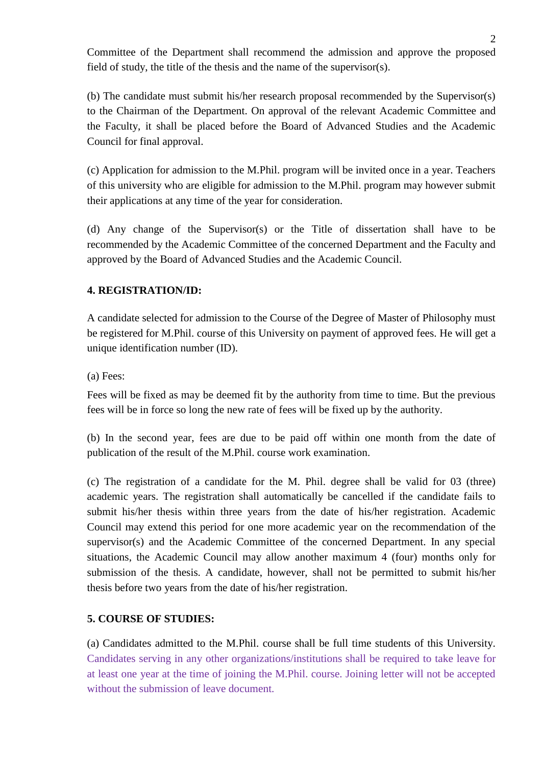Committee of the Department shall recommend the admission and approve the proposed field of study, the title of the thesis and the name of the supervisor(s).

(b) The candidate must submit his/her research proposal recommended by the Supervisor(s) to the Chairman of the Department. On approval of the relevant Academic Committee and the Faculty, it shall be placed before the Board of Advanced Studies and the Academic Council for final approval.

(c) Application for admission to the M.Phil. program will be invited once in a year. Teachers of this university who are eligible for admission to the M.Phil. program may however submit their applications at any time of the year for consideration.

(d) Any change of the Supervisor(s) or the Title of dissertation shall have to be recommended by the Academic Committee of the concerned Department and the Faculty and approved by the Board of Advanced Studies and the Academic Council.

**4. REGISTRATION/ID:**

A candidate selected for admission to the Course of the Degree of Master of Philosophy must be registered for M.Phil. course of this University on payment of approved fees. He will get a unique identification number (ID).

(a) Fees:

Fees will be fixed as may be deemed fit by the authority from time to time. But the previous fees will be in force so long the new rate of fees will be fixed up by the authority.

(b) In the second year, fees are due to be paid off within one month from the date of publication of the result of the M.Phil. course work examination.

(c) The registration of a candidate for the M. Phil. degree shall be valid for 03 (three) academic years. The registration shall automatically be cancelled if the candidate fails to submit his/her thesis within three years from the date of his/her registration. Academic Council may extend this period for one more academic year on the recommendation of the supervisor(s) and the Academic Committee of the concerned Department. In any special situations, the Academic Council may allow another maximum 4 (four) months only for submission of the thesis. A candidate, however, shall not be permitted to submit his/her thesis before two years from the date of his/her registration.

**5. COURSE OF STUDIES:**

(a) Candidates admitted to the M.Phil. course shall be full time students of this University. Candidates serving in any other organizations/institutions shall be required to take leave for at least one year at the time of joining the M.Phil. course. Joining letter will not be accepted without the submission of leave document.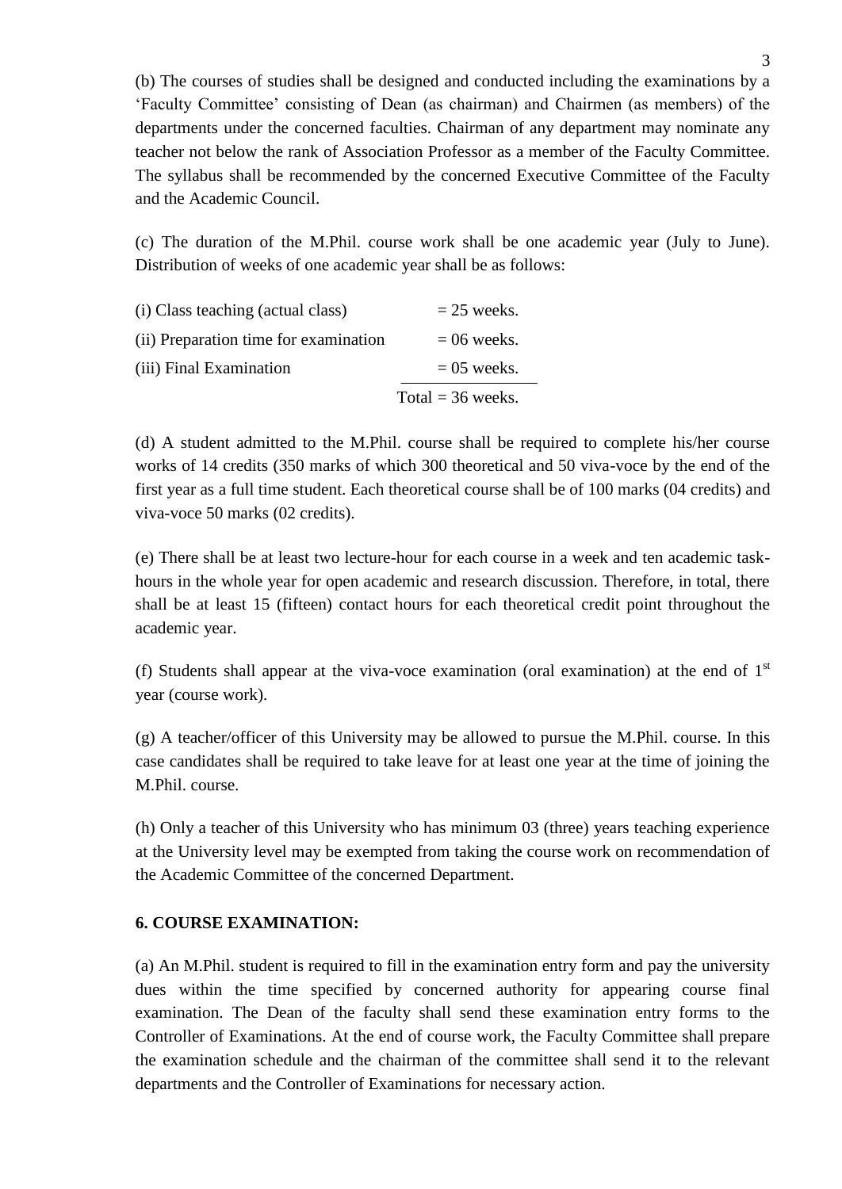(b) The courses of studies shall be designed and conducted including the examinations by a 'Faculty Committee' consisting of Dean (as chairman) and Chairmen (as members) of the departments under the concerned faculties. Chairman of any department may nominate any teacher not below the rank of Association Professor as a member of the Faculty Committee. The syllabus shall be recommended by the concerned Executive Committee of the Faculty and the Academic Council.

(c) The duration of the M.Phil. course work shall be one academic year (July to June). Distribution of weeks of one academic year shall be as follows:

| | |
|---|---|
| (i) Class teaching (actual class) | = 25 weeks. |
| (ii) Preparation time for examination | = 06 weeks. |
| (iii) Final Examination | = 05 weeks. |
| | Total = 36 weeks. |

(d) A student admitted to the M.Phil. course shall be required to complete his/her course works of 14 credits (350 marks of which 300 theoretical and 50 viva-voce by the end of the first year as a full time student. Each theoretical course shall be of 100 marks (04 credits) and viva-voce 50 marks (02 credits).

(e) There shall be at least two lecture-hour for each course in a week and ten academic task-hours in the whole year for open academic and research discussion. Therefore, in total, there shall be at least 15 (fifteen) contact hours for each theoretical credit point throughout the academic year.

(f) Students shall appear at the viva-voce examination (oral examination) at the end of 1st year (course work).

(g) A teacher/officer of this University may be allowed to pursue the M.Phil. course. In this case candidates shall be required to take leave for at least one year at the time of joining the M.Phil. course.

(h) Only a teacher of this University who has minimum 03 (three) years teaching experience at the University level may be exempted from taking the course work on recommendation of the Academic Committee of the concerned Department.

**6. COURSE EXAMINATION:**

(a) An M.Phil. student is required to fill in the examination entry form and pay the university dues within the time specified by concerned authority for appearing course final examination. The Dean of the faculty shall send these examination entry forms to the Controller of Examinations. At the end of course work, the Faculty Committee shall prepare the examination schedule and the chairman of the committee shall send it to the relevant departments and the Controller of Examinations for necessary action.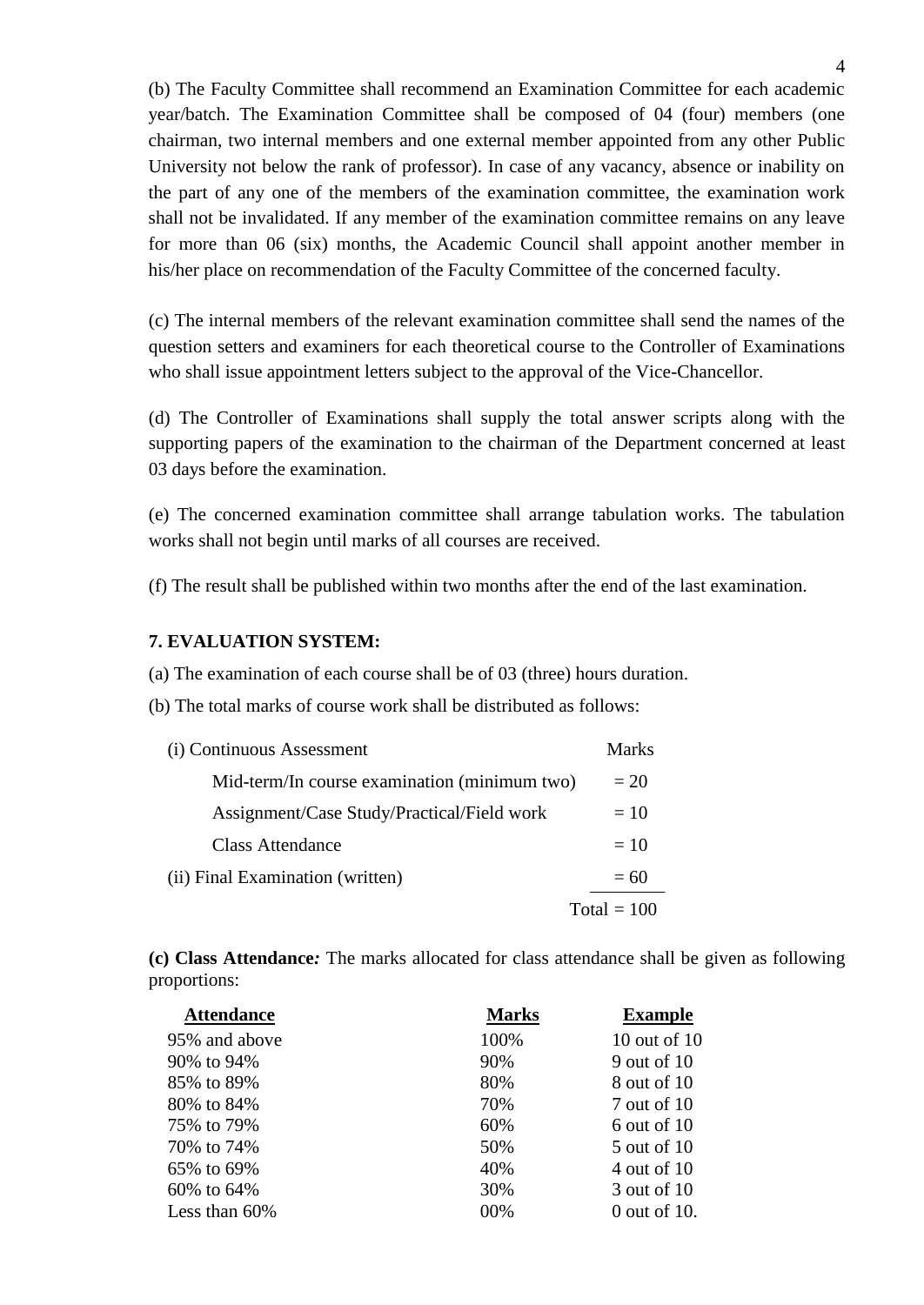(b) The Faculty Committee shall recommend an Examination Committee for each academic year/batch. The Examination Committee shall be composed of 04 (four) members (one chairman, two internal members and one external member appointed from any other Public University not below the rank of professor). In case of any vacancy, absence or inability on the part of any one of the members of the examination committee, the examination work shall not be invalidated. If any member of the examination committee remains on any leave for more than 06 (six) months, the Academic Council shall appoint another member in his/her place on recommendation of the Faculty Committee of the concerned faculty.

(c) The internal members of the relevant examination committee shall send the names of the question setters and examiners for each theoretical course to the Controller of Examinations who shall issue appointment letters subject to the approval of the Vice-Chancellor.

(d) The Controller of Examinations shall supply the total answer scripts along with the supporting papers of the examination to the chairman of the Department concerned at least 03 days before the examination.

(e) The concerned examination committee shall arrange tabulation works. The tabulation works shall not begin until marks of all courses are received.

(f) The result shall be published within two months after the end of the last examination.

## 7. EVALUATION SYSTEM:

(a) The examination of each course shall be of 03 (three) hours duration.

(b) The total marks of course work shall be distributed as follows:

| (i) Continuous Assessment | Marks |
|---|---|
| Mid-term/In course examination (minimum two) | = 20 |
| Assignment/Case Study/Practical/Field work | = 10 |
| Class Attendance | = 10 |
| (ii) Final Examination (written) | = 60 |
| | Total = 100 |

**(c) Class Attendance*:*** The marks allocated for class attendance shall be given as following proportions:

| Attendance | Marks | Example |
|---|---|---|
| 95% and above | 100% | 10 out of 10 |
| 90% to 94% | 90% | 9 out of 10 |
| 85% to 89% | 80% | 8 out of 10 |
| 80% to 84% | 70% | 7 out of 10 |
| 75% to 79% | 60% | 6 out of 10 |
| 70% to 74% | 50% | 5 out of 10 |
| 65% to 69% | 40% | 4 out of 10 |
| 60% to 64% | 30% | 3 out of 10 |
| Less than 60% | 00% | 0 out of 10. |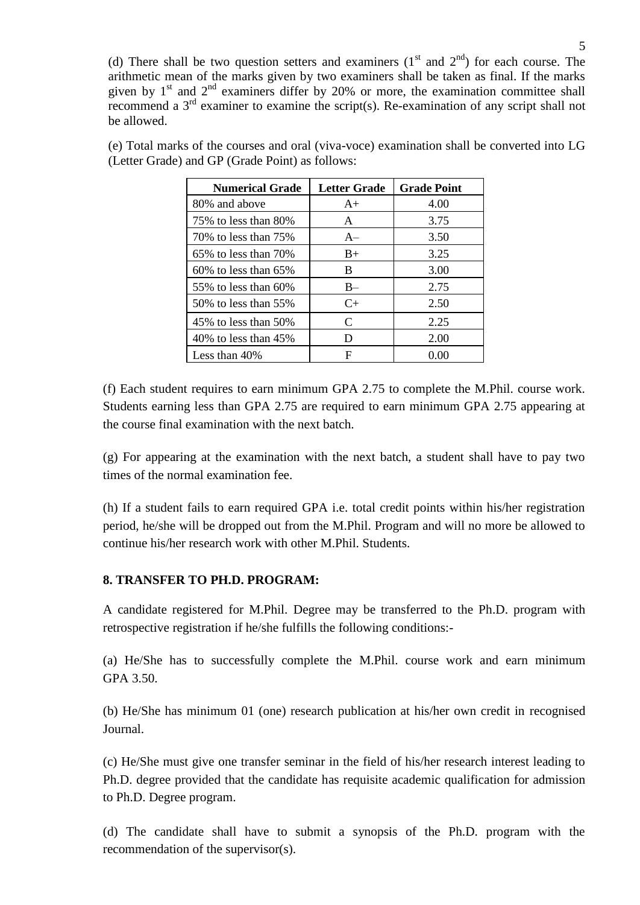(d) There shall be two question setters and examiners ($1^{st}$ and $2^{nd}$) for each course. The arithmetic mean of the marks given by two examiners shall be taken as final. If the marks given by $1^{st}$ and $2^{nd}$ examiners differ by 20% or more, the examination committee shall recommend a $3^{rd}$ examiner to examine the script(s). Re-examination of any script shall not be allowed.

(e) Total marks of the courses and oral (viva-voce) examination shall be converted into LG (Letter Grade) and GP (Grade Point) as follows:

| Numerical Grade | Letter Grade | Grade Point |
|---|---|---|
| 80% and above | A+ | 4.00 |
| 75% to less than 80% | A | 3.75 |
| 70% to less than 75% | A– | 3.50 |
| 65% to less than 70% | B+ | 3.25 |
| 60% to less than 65% | B | 3.00 |
| 55% to less than 60% | B– | 2.75 |
| 50% to less than 55% | C+ | 2.50 |
| 45% to less than 50% | C | 2.25 |
| 40% to less than 45% | D | 2.00 |
| Less than 40% | F | 0.00 |

(f) Each student requires to earn minimum GPA 2.75 to complete the M.Phil. course work. Students earning less than GPA 2.75 are required to earn minimum GPA 2.75 appearing at the course final examination with the next batch.

(g) For appearing at the examination with the next batch, a student shall have to pay two times of the normal examination fee.

(h) If a student fails to earn required GPA i.e. total credit points within his/her registration period, he/she will be dropped out from the M.Phil. Program and will no more be allowed to continue his/her research work with other M.Phil. Students.

## 8. TRANSFER TO PH.D. PROGRAM:

A candidate registered for M.Phil. Degree may be transferred to the Ph.D. program with retrospective registration if he/she fulfills the following conditions:-

(a) He/She has to successfully complete the M.Phil. course work and earn minimum GPA 3.50.

(b) He/She has minimum 01 (one) research publication at his/her own credit in recognised Journal.

(c) He/She must give one transfer seminar in the field of his/her research interest leading to Ph.D. degree provided that the candidate has requisite academic qualification for admission to Ph.D. Degree program.

(d) The candidate shall have to submit a synopsis of the Ph.D. program with the recommendation of the supervisor(s).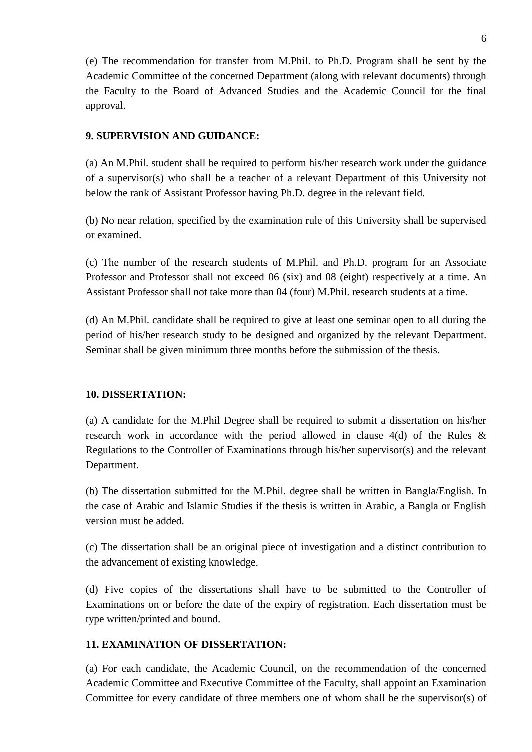(e) The recommendation for transfer from M.Phil. to Ph.D. Program shall be sent by the Academic Committee of the concerned Department (along with relevant documents) through the Faculty to the Board of Advanced Studies and the Academic Council for the final approval.

**9. SUPERVISION AND GUIDANCE:**

(a) An M.Phil. student shall be required to perform his/her research work under the guidance of a supervisor(s) who shall be a teacher of a relevant Department of this University not below the rank of Assistant Professor having Ph.D. degree in the relevant field.

(b) No near relation, specified by the examination rule of this University shall be supervised or examined.

(c) The number of the research students of M.Phil. and Ph.D. program for an Associate Professor and Professor shall not exceed 06 (six) and 08 (eight) respectively at a time. An Assistant Professor shall not take more than 04 (four) M.Phil. research students at a time.

(d) An M.Phil. candidate shall be required to give at least one seminar open to all during the period of his/her research study to be designed and organized by the relevant Department. Seminar shall be given minimum three months before the submission of the thesis.

**10. DISSERTATION:**

(a) A candidate for the M.Phil Degree shall be required to submit a dissertation on his/her research work in accordance with the period allowed in clause 4(d) of the Rules & Regulations to the Controller of Examinations through his/her supervisor(s) and the relevant Department.

(b) The dissertation submitted for the M.Phil. degree shall be written in Bangla/English. In the case of Arabic and Islamic Studies if the thesis is written in Arabic, a Bangla or English version must be added.

(c) The dissertation shall be an original piece of investigation and a distinct contribution to the advancement of existing knowledge.

(d) Five copies of the dissertations shall have to be submitted to the Controller of Examinations on or before the date of the expiry of registration. Each dissertation must be type written/printed and bound.

**11. EXAMINATION OF DISSERTATION:**

(a) For each candidate, the Academic Council, on the recommendation of the concerned Academic Committee and Executive Committee of the Faculty, shall appoint an Examination Committee for every candidate of three members one of whom shall be the supervisor(s) of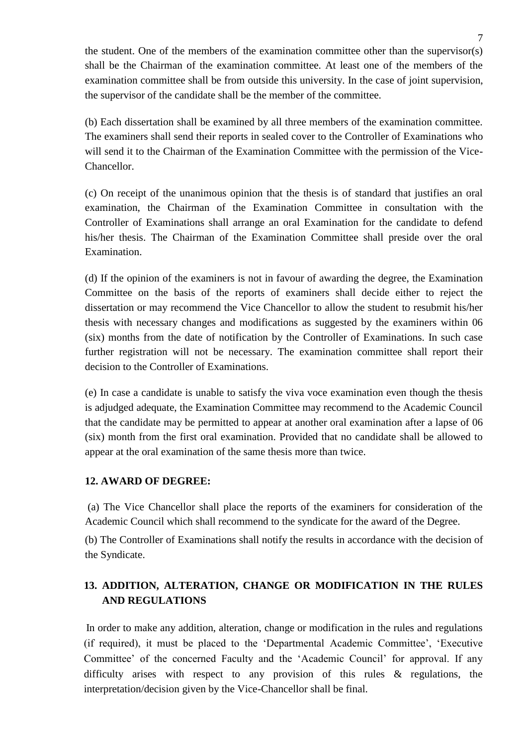the student. One of the members of the examination committee other than the supervisor(s) shall be the Chairman of the examination committee. At least one of the members of the examination committee shall be from outside this university. In the case of joint supervision, the supervisor of the candidate shall be the member of the committee.

(b) Each dissertation shall be examined by all three members of the examination committee. The examiners shall send their reports in sealed cover to the Controller of Examinations who will send it to the Chairman of the Examination Committee with the permission of the Vice-Chancellor.

(c) On receipt of the unanimous opinion that the thesis is of standard that justifies an oral examination, the Chairman of the Examination Committee in consultation with the Controller of Examinations shall arrange an oral Examination for the candidate to defend his/her thesis. The Chairman of the Examination Committee shall preside over the oral Examination.

(d) If the opinion of the examiners is not in favour of awarding the degree, the Examination Committee on the basis of the reports of examiners shall decide either to reject the dissertation or may recommend the Vice Chancellor to allow the student to resubmit his/her thesis with necessary changes and modifications as suggested by the examiners within 06 (six) months from the date of notification by the Controller of Examinations. In such case further registration will not be necessary. The examination committee shall report their decision to the Controller of Examinations.

(e) In case a candidate is unable to satisfy the viva voce examination even though the thesis is adjudged adequate, the Examination Committee may recommend to the Academic Council that the candidate may be permitted to appear at another oral examination after a lapse of 06 (six) month from the first oral examination. Provided that no candidate shall be allowed to appear at the oral examination of the same thesis more than twice.

## 12. AWARD OF DEGREE:

(a) The Vice Chancellor shall place the reports of the examiners for consideration of the Academic Council which shall recommend to the syndicate for the award of the Degree.

(b) The Controller of Examinations shall notify the results in accordance with the decision of the Syndicate.

## 13. ADDITION, ALTERATION, CHANGE OR MODIFICATION IN THE RULES AND REGULATIONS

In order to make any addition, alteration, change or modification in the rules and regulations (if required), it must be placed to the 'Departmental Academic Committee', 'Executive Committee' of the concerned Faculty and the 'Academic Council' for approval. If any difficulty arises with respect to any provision of this rules & regulations, the interpretation/decision given by the Vice-Chancellor shall be final.